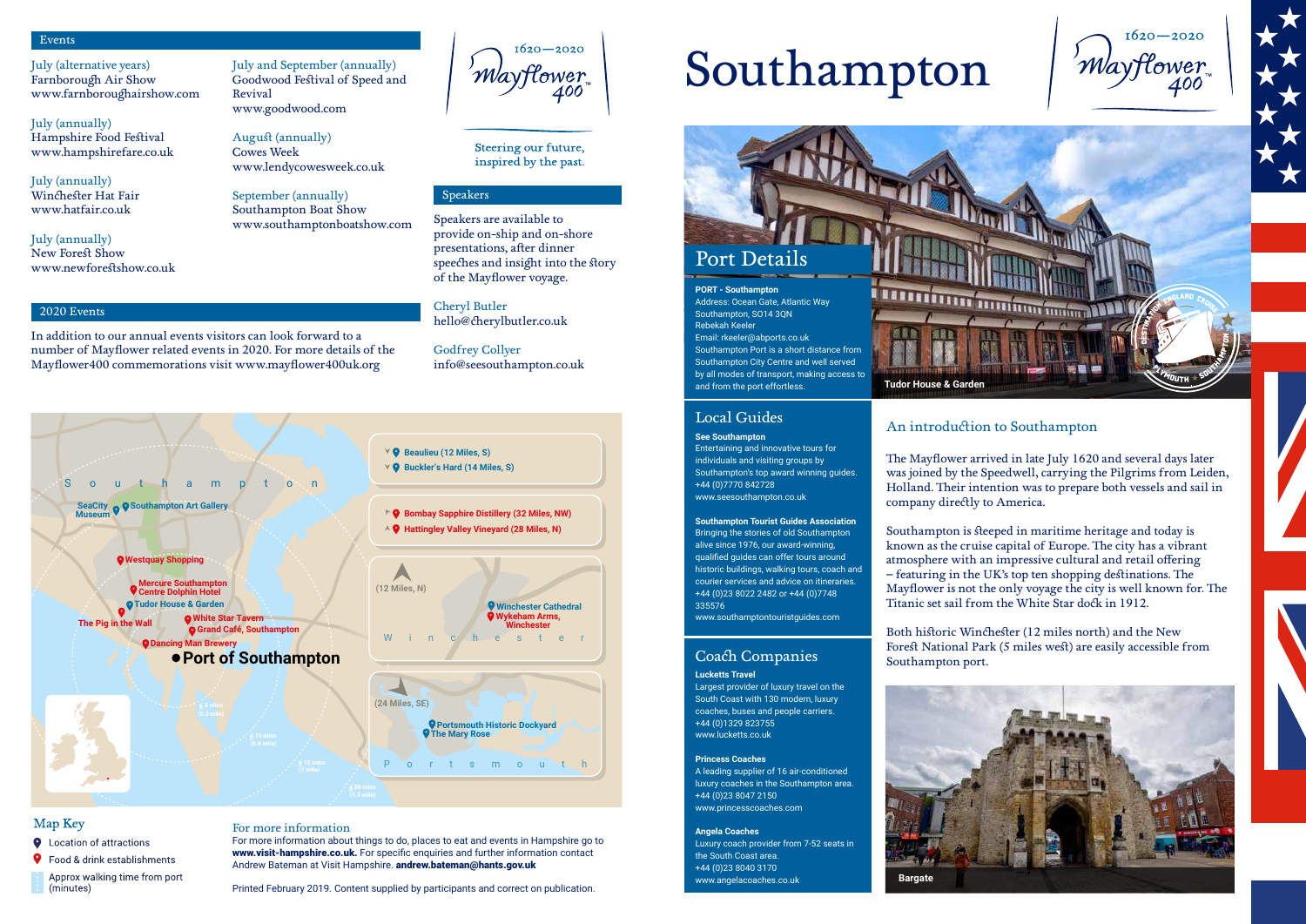# Southampton

1620—2020 Mayflower 400™

## Events

July (alternative years)
Farnborough Air Show
www.farnboroughairshow.com

July (annually)
Hampshire Food Festival
www.hampshirefare.co.uk

July (annually)
Winchester Hat Fair
www.hatfair.co.uk

July (annually)
New Forest Show
www.newforestshow.co.uk

July and September (annually)
Goodwood Festival of Speed and Revival
www.goodwood.com

August (annually)
Cowes Week
www.lendycowesweek.co.uk

September (annually)
Southampton Boat Show
www.southamptonboatshow.com

## 2020 Events

In addition to our annual events visitors can look forward to a number of Mayflower related events in 2020. For more details of the Mayflower400 commemorations visit www.mayflower400uk.org

1620—2020 Mayflower 400™

Steering our future, inspired by the past.

## Speakers

Speakers are available to provide on-ship and on-shore presentations, after dinner speeches and insight into the story of the Mayflower voyage.

Cheryl Butler
hello@cherylbutler.co.uk

Godfrey Collyer
info@seesouthampton.co.uk

S o u t h a m p t o n

SeaCity Museum
Southampton Art Gallery
Westquay Shopping
Mercure Southampton Centre Dolphin Hotel
Tudor House & Garden
The Pig in the Wall
White Star Tavern
Grand Café, Southampton
Dancing Man Brewery
Port of Southampton

5 mins (0.3 mile)
10 mins (0.6 mile)
15 mins (1 mile)
20 mins (1.3 mile)

Beaulieu (12 Miles, S)
Buckler's Hard (14 Miles, S)

Bombay Sapphire Distillery (32 Miles, NW)
Hattingley Valley Vineyard (28 Miles, N)

(12 Miles, N)
Winchester Cathedral
Wykeham Arms, Winchester
W i n c h e s t e r

(24 Miles, SE)
Portsmouth Historic Dockyard
The Mary Rose
P o r t s m o u t h

## Map Key

- Location of attractions
- Food & drink establishments
- Approx walking time from port (minutes)

## For more information

For more information about things to do, places to eat and events in Hampshire go to **www.visit-hampshire.co.uk.** For specific enquiries and further information contact Andrew Bateman at Visit Hampshire. **andrew.bateman@hants.gov.uk**

Printed February 2019. Content supplied by participants and correct on publication.

## Port Details

**PORT - Southampton**
Address: Ocean Gate, Atlantic Way
Southampton, SO14 3QN
Rebekah Keeler
Email: rkeeler@abports.co.uk
Southampton Port is a short distance from Southampton City Centre and well served by all modes of transport, making access to and from the port effortless.

Tudor House & Garden

Destination England Cruise · Plymouth · Southampton

## Local Guides

**See Southampton**
Entertaining and innovative tours for individuals and visiting groups by Southampton's top award winning guides.
+44 (0)7770 842728
www.seesouthampton.co.uk

**Southampton Tourist Guides Association**
Bringing the stories of old Southampton alive since 1976, our award-winning, qualified guides can offer tours around historic buildings, walking tours, coach and courier services and advice on itineraries.
+44 (0)23 8022 2482 or +44 (0)7748 335576
www.southamptontouristguides.com

## Coach Companies

**Lucketts Travel**
Largest provider of luxury travel on the South Coast with 130 modern, luxury coaches, buses and people carriers.
+44 (0)1329 823755
www.lucketts.co.uk

**Princess Coaches**
A leading supplier of 16 air-conditioned luxury coaches in the Southampton area.
+44 (0)23 8047 2150
www.princesscoaches.com

**Angela Coaches**
Luxury coach provider from 7-52 seats in the South Coast area.
+44 (0)23 8040 3170
www.angelacoaches.co.uk

## An introduction to Southampton

The Mayflower arrived in late July 1620 and several days later was joined by the Speedwell, carrying the Pilgrims from Leiden, Holland. Their intention was to prepare both vessels and sail in company directly to America.

Southampton is steeped in maritime heritage and today is known as the cruise capital of Europe. The city has a vibrant atmosphere with an impressive cultural and retail offering – featuring in the UK's top ten shopping destinations. The Mayflower is not the only voyage the city is well known for. The Titanic set sail from the White Star dock in 1912.

Both historic Winchester (12 miles north) and the New Forest National Park (5 miles west) are easily accessible from Southampton port.

Bargate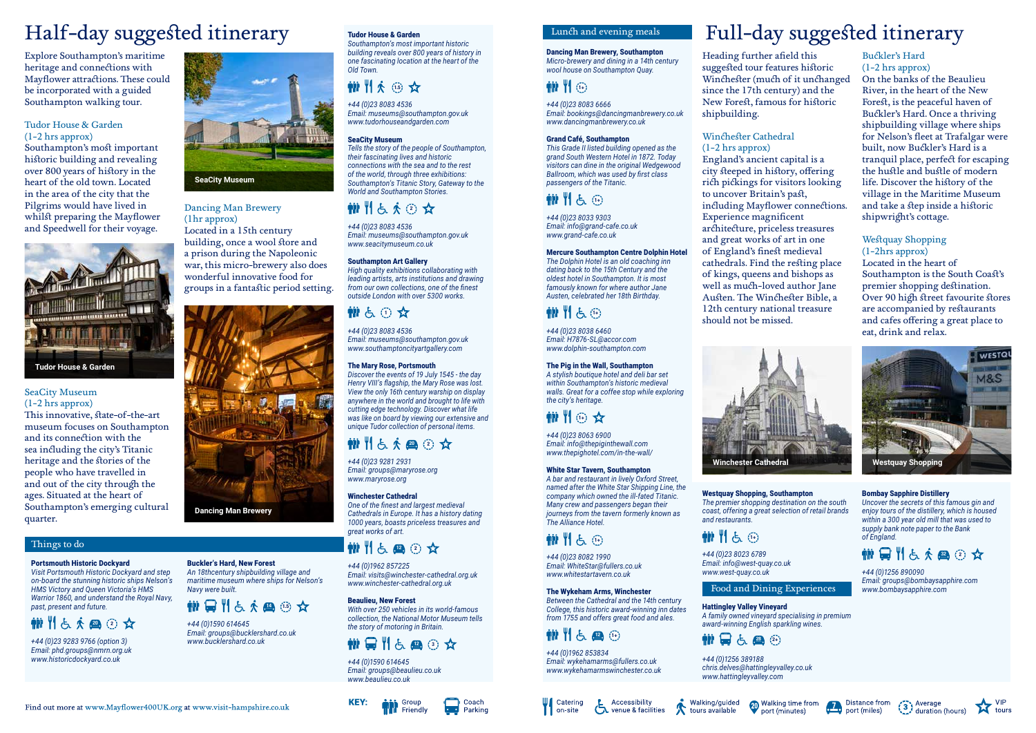# Half-day suggested itinerary

Explore Southampton's maritime heritage and connections with Mayflower attractions. These could be incorporated with a guided Southampton walking tour.

### Tudor House & Garden
(1-2 hrs approx)

Southampton's most important historic building and revealing over 800 years of history in the heart of the old town. Located in the area of the city that the Pilgrims would have lived in whilst preparing the Mayflower and Speedwell for their voyage.

SeaCity Museum

Tudor House & Garden

### SeaCity Museum
(1-2 hrs approx)

This innovative, state-of-the-art museum focuses on Southampton and its connection with the sea including the city's Titanic heritage and the stories of the people who have travelled in and out of the city through the ages. Situated at the heart of Southampton's emerging cultural quarter.

### Dancing Man Brewery
(1hr approx)

Located in a 15th century building, once a wool store and a prison during the Napoleonic war, this micro-brewery also does wonderful innovative food for groups in a fantastic period setting.

Dancing Man Brewery

## Things to do

**Portsmouth Historic Dockyard**
*Visit Portsmouth Historic Dockyard and step on-board the stunning historic ships Nelson's HMS Victory and Queen Victoria's HMS Warrior 1860, and understand the Royal Navy, past, present and future.*

20 | 2

*+44 (0)23 9283 9766 (option 3)*
*Email: phd.groups@nmrn.org.uk*
*www.historicdockyard.co.uk*

**Buckler's Hard, New Forest**
*An 18thcentury shipbuilding village and maritime museum where ships for Nelson's Navy were built.*

14 | 1.5

*+44 (0)1590 614645*
*Email: groups@bucklershard.co.uk*
*www.bucklershard.co.uk*

**Tudor House & Garden**
*Southampton's most important historic building reveals over 800 years of history in one fascinating location at the heart of the Old Town.*

1.5

*+44 (0)23 8083 4536*
*Email: museums@southampton.gov.uk*
*www.tudorhouseandgarden.com*

**SeaCity Museum**
*Tells the story of the people of Southampton, their fascinating lives and historic connections with the sea and to the rest of the world, through three exhibitions: Southampton's Titanic Story, Gateway to the World and Southampton Stories.*

2

*+44 (0)23 8083 4536*
*Email: museums@southampton.gov.uk*
*www.seacitymuseum.co.uk*

**Southampton Art Gallery**
*High quality exhibitions collaborating with leading artists, arts institutions and drawing from our own collections, one of the finest outside London with over 5300 works.*

1

*+44 (0)23 8083 4536*
*Email: museums@southampton.gov.uk*
*www.southamptoncityartgallery.com*

**The Mary Rose, Portsmouth**
*Discover the events of 19 July 1545 - the day Henry VIII's flagship, the Mary Rose was lost. View the only 16th century warship on display anywhere in the world and brought to life with cutting edge technology. Discover what life was like on board by viewing our extensive and unique Tudor collection of personal items.*

20 | 2

*+44 (0)23 9281 2931*
*Email: groups@maryrose.org*
*www.maryrose.org*

**Winchester Cathedral**
*One of the finest and largest medieval Cathedrals in Europe. It has a history dating 1000 years, boasts priceless treasures and great works of art.*

12 | 2

*+44 (0)1962 857225*
*Email: visits@winchester-cathedral.org.uk*
*www.winchester-cathedral.org.uk*

**Beaulieu, New Forest**
*With over 250 vehicles in its world-famous collection, the National Motor Museum tells the story of motoring in Britain.*

12 | 3

*+44 (0)1590 614645*
*Email: groups@beaulieu.co.uk*
*www.beaulieu.co.uk*

## Lunch and evening meals

**Dancing Man Brewery, Southampton**
*Micro-brewery and dining in a 14th century wool house on Southampton Quay.*

1+

*+44 (0)23 8083 6666*
*Email: bookings@dancingmanbrewery.co.uk*
*www.dancingmanbrewery.co.uk*

**Grand Café, Southampton**
*This Grade II listed building opened as the grand South Western Hotel in 1872. Today visitors can dine in the original Wedgewood Ballroom, which was used by first class passengers of the Titanic.*

1+

*+44 (0)23 8033 9303*
*Email: info@grand-cafe.co.uk*
*www.grand-cafe.co.uk*

**Mercure Southampton Centre Dolphin Hotel**
*The Dolphin Hotel is an old coaching inn dating back to the 15th Century and the oldest hotel in Southampton. It is most famously known for where author Jane Austen, celebrated her 18th Birthday.*

1+

*+44 (0)23 8038 6460*
*Email: H7876-SL@accor.com*
*www.dolphin-southampton.com*

**The Pig in the Wall, Southampton**
*A stylish boutique hotel and deli bar set within Southampton's historic medieval walls. Great for a coffee stop while exploring the city's heritage.*

1+

*+44 (0)23 8063 6900*
*Email: info@thepiginthewall.com*
*www.thepighotel.com/in-the-wall/*

**White Star Tavern, Southampton**
*A bar and restaurant in lively Oxford Street, named after the White Star Shipping Line, the company which owned the ill-fated Titanic. Many crew and passengers began their journeys from the tavern formerly known as The Alliance Hotel.*

1+

*+44 (0)23 8082 1990*
*Email: WhiteStar@fullers.co.uk*
*www.whitestartavern.co.uk*

**The Wykeham Arms, Winchester**
*Between the Cathedral and the 14th century College, this historic award-winning inn dates from 1755 and offers great food and ales.*

12 | 1+

*+44 (0)1962 853834*
*Email: wykehamarms@fullers.co.uk*
*www.wykehamarmswinchester.co.uk*

# Full-day suggested itinerary

Heading further afield this suggested tour features historic Winchester (much of it unchanged since the 17th century) and the New Forest, famous for historic shipbuilding.

### Winchester Cathedral
(1-2 hrs approx)

England's ancient capital is a city steeped in history, offering rich pickings for visitors looking to uncover Britain's past, including Mayflower connections. Experience magnificent architecture, priceless treasures and great works of art in one of England's finest medieval cathedrals. Find the resting place of kings, queens and bishops as well as much-loved author Jane Austen. The Winchester Bible, a 12th century national treasure should not be missed.

### Buckler's Hard
(1-2 hrs approx)

On the banks of the Beaulieu River, in the heart of the New Forest, is the peaceful haven of Buckler's Hard. Once a thriving shipbuilding village where ships for Nelson's fleet at Trafalgar were built, now Buckler's Hard is a tranquil place, perfect for escaping the hustle and bustle of modern life. Discover the history of the village in the Maritime Museum and take a step inside a historic shipwright's cottage.

### Westquay Shopping
(1-2hrs approx)

Located in the heart of Southampton is the South Coast's premier shopping destination. Over 90 high street favourite stores are accompanied by restaurants and cafes offering a great place to eat, drink and relax.

Winchester Cathedral

Westquay Shopping

**Westquay Shopping, Southampton**
*The premier shopping destination on the south coast, offering a great selection of retail brands and restaurants.*

1+

*+44 (0)23 8023 6789*
*Email: info@west-quay.co.uk*
*www.west-quay.co.uk*

**Bombay Sapphire Distillery**
*Uncover the secrets of this famous gin and enjoy tours of the distillery, which is housed within a 300 year old mill that was used to supply bank note paper to the Bank of England.*

32 | 2

*+44 (0)1256 890090*
*Email: groups@bombaysapphire.com*
*www.bombaysapphire.com*

## Food and Dining Experiences

**Hattingley Valley Vineyard**
*A family owned vineyard specialising in premium award-winning English sparkling wines.*

28 | 2+

*+44 (0)1256 389188*
*chris.delves@hattingleyvalley.co.uk*
*www.hattingleyvalley.com*

Find out more at www.Mayflower400UK.org at www.visit-hampshire.co.uk

**KEY:** Group Friendly | Coach Parking | Catering on-site | Accessibility venue & facilities | Walking/guided tours available | Walking time from port (minutes) | Distance from port (miles) | Average duration (hours) | VIP tours